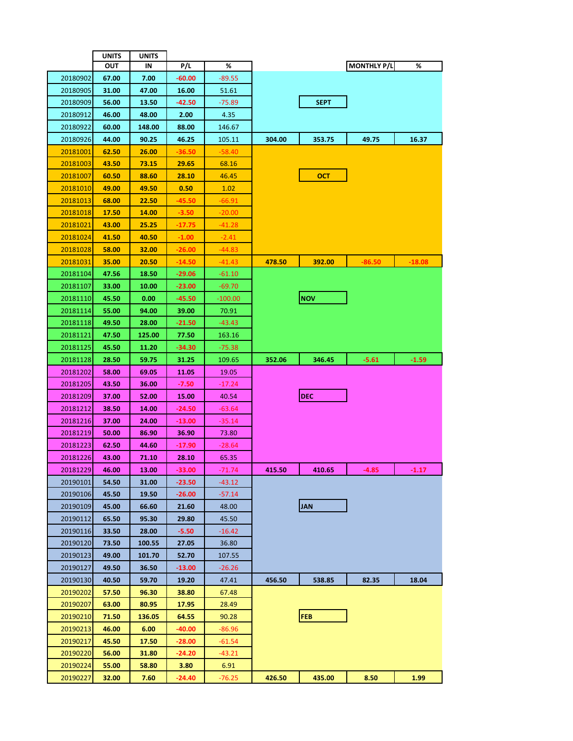| | UNITS OUT | UNITS IN | P/L | % | | | MONTHLY P/L | % |
|---|---|---|---|---|---|---|---|---|
| 20180902 | 67.00 | 7.00 | -60.00 | -89.55 | | | | |
| 20180905 | 31.00 | 47.00 | 16.00 | 51.61 | | | | |
| 20180909 | 56.00 | 13.50 | -42.50 | -75.89 | | SEPT | | |
| 20180912 | 46.00 | 48.00 | 2.00 | 4.35 | | | | |
| 20180922 | 60.00 | 148.00 | 88.00 | 146.67 | | | | |
| 20180926 | 44.00 | 90.25 | 46.25 | 105.11 | 304.00 | 353.75 | 49.75 | 16.37 |
| 20181001 | 62.50 | 26.00 | -36.50 | -58.40 | | | | |
| 20181003 | 43.50 | 73.15 | 29.65 | 68.16 | | | | |
| 20181007 | 60.50 | 88.60 | 28.10 | 46.45 | | OCT | | |
| 20181010 | 49.00 | 49.50 | 0.50 | 1.02 | | | | |
| 20181013 | 68.00 | 22.50 | -45.50 | -66.91 | | | | |
| 20181018 | 17.50 | 14.00 | -3.50 | -20.00 | | | | |
| 20181021 | 43.00 | 25.25 | -17.75 | -41.28 | | | | |
| 20181024 | 41.50 | 40.50 | -1.00 | -2.41 | | | | |
| 20181028 | 58.00 | 32.00 | -26.00 | -44.83 | | | | |
| 20181031 | 35.00 | 20.50 | -14.50 | -41.43 | 478.50 | 392.00 | -86.50 | -18.08 |
| 20181104 | 47.56 | 18.50 | -29.06 | -61.10 | | | | |
| 20181107 | 33.00 | 10.00 | -23.00 | -69.70 | | | | |
| 20181110 | 45.50 | 0.00 | -45.50 | -100.00 | | NOV | | |
| 20181114 | 55.00 | 94.00 | 39.00 | 70.91 | | | | |
| 20181118 | 49.50 | 28.00 | -21.50 | -43.43 | | | | |
| 20181121 | 47.50 | 125.00 | 77.50 | 163.16 | | | | |
| 20181125 | 45.50 | 11.20 | -34.30 | -75.38 | | | | |
| 20181128 | 28.50 | 59.75 | 31.25 | 109.65 | 352.06 | 346.45 | -5.61 | -1.59 |
| 20181202 | 58.00 | 69.05 | 11.05 | 19.05 | | | | |
| 20181205 | 43.50 | 36.00 | -7.50 | -17.24 | | | | |
| 20181209 | 37.00 | 52.00 | 15.00 | 40.54 | | DEC | | |
| 20181212 | 38.50 | 14.00 | -24.50 | -63.64 | | | | |
| 20181216 | 37.00 | 24.00 | -13.00 | -35.14 | | | | |
| 20181219 | 50.00 | 86.90 | 36.90 | 73.80 | | | | |
| 20181223 | 62.50 | 44.60 | -17.90 | -28.64 | | | | |
| 20181226 | 43.00 | 71.10 | 28.10 | 65.35 | | | | |
| 20181229 | 46.00 | 13.00 | -33.00 | -71.74 | 415.50 | 410.65 | -4.85 | -1.17 |
| 20190101 | 54.50 | 31.00 | -23.50 | -43.12 | | | | |
| 20190106 | 45.50 | 19.50 | -26.00 | -57.14 | | | | |
| 20190109 | 45.00 | 66.60 | 21.60 | 48.00 | | JAN | | |
| 20190112 | 65.50 | 95.30 | 29.80 | 45.50 | | | | |
| 20190116 | 33.50 | 28.00 | -5.50 | -16.42 | | | | |
| 20190120 | 73.50 | 100.55 | 27.05 | 36.80 | | | | |
| 20190123 | 49.00 | 101.70 | 52.70 | 107.55 | | | | |
| 20190127 | 49.50 | 36.50 | -13.00 | -26.26 | | | | |
| 20190130 | 40.50 | 59.70 | 19.20 | 47.41 | 456.50 | 538.85 | 82.35 | 18.04 |
| 20190202 | 57.50 | 96.30 | 38.80 | 67.48 | | | | |
| 20190207 | 63.00 | 80.95 | 17.95 | 28.49 | | | | |
| 20190210 | 71.50 | 136.05 | 64.55 | 90.28 | | FEB | | |
| 20190213 | 46.00 | 6.00 | -40.00 | -86.96 | | | | |
| 20190217 | 45.50 | 17.50 | -28.00 | -61.54 | | | | |
| 20190220 | 56.00 | 31.80 | -24.20 | -43.21 | | | | |
| 20190224 | 55.00 | 58.80 | 3.80 | 6.91 | | | | |
| 20190227 | 32.00 | 7.60 | -24.40 | -76.25 | 426.50 | 435.00 | 8.50 | 1.99 |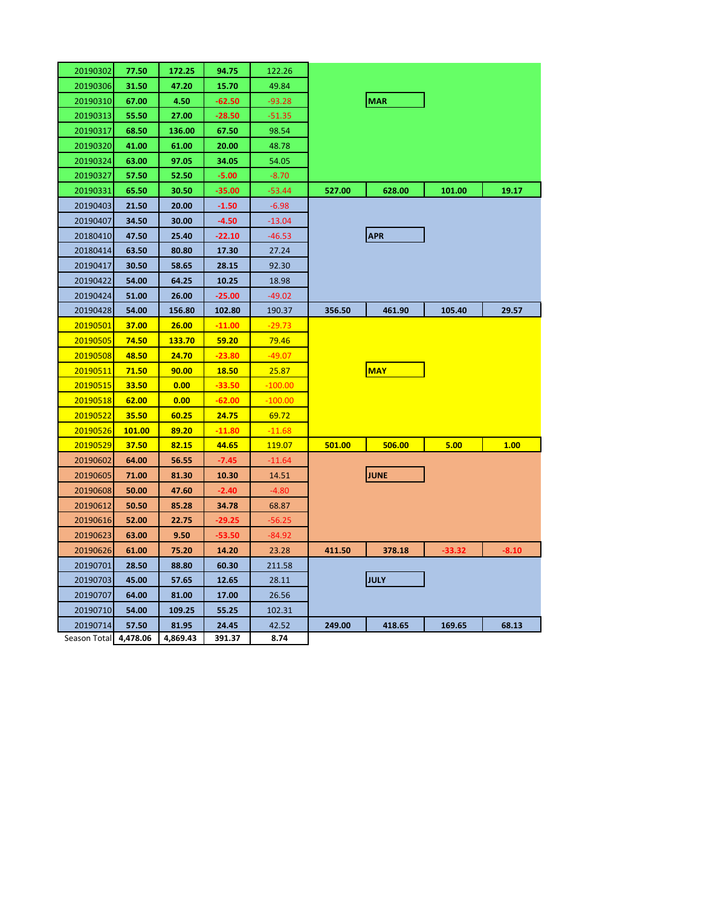| | | | | | | | | |
|---|---|---|---|---|---|---|---|---|
| 20190302 | **77.50** | **172.25** | **94.75** | 122.26 | | | | |
| 20190306 | **31.50** | **47.20** | **15.70** | 49.84 | | | | |
| 20190310 | **67.00** | **4.50** | **-62.50** | -93.28 | | **MAR** | | |
| 20190313 | **55.50** | **27.00** | **-28.50** | -51.35 | | | | |
| 20190317 | **68.50** | **136.00** | **67.50** | 98.54 | | | | |
| 20190320 | **41.00** | **61.00** | **20.00** | 48.78 | | | | |
| 20190324 | **63.00** | **97.05** | **34.05** | 54.05 | | | | |
| 20190327 | **57.50** | **52.50** | **-5.00** | -8.70 | | | | |
| 20190331 | **65.50** | **30.50** | **-35.00** | -53.44 | **527.00** | **628.00** | **101.00** | **19.17** |
| 20190403 | **21.50** | **20.00** | **-1.50** | -6.98 | | | | |
| 20190407 | **34.50** | **30.00** | **-4.50** | -13.04 | | | | |
| 20180410 | **47.50** | **25.40** | **-22.10** | -46.53 | | **APR** | | |
| 20180414 | **63.50** | **80.80** | **17.30** | 27.24 | | | | |
| 20190417 | **30.50** | **58.65** | **28.15** | 92.30 | | | | |
| 20190422 | **54.00** | **64.25** | **10.25** | 18.98 | | | | |
| 20190424 | **51.00** | **26.00** | **-25.00** | -49.02 | | | | |
| 20190428 | **54.00** | **156.80** | **102.80** | 190.37 | **356.50** | **461.90** | **105.40** | **29.57** |
| 20190501 | **37.00** | **26.00** | **-11.00** | -29.73 | | | | |
| 20190505 | **74.50** | **133.70** | **59.20** | 79.46 | | | | |
| 20190508 | **48.50** | **24.70** | **-23.80** | -49.07 | | | | |
| 20190511 | **71.50** | **90.00** | **18.50** | 25.87 | | **MAY** | | |
| 20190515 | **33.50** | **0.00** | **-33.50** | -100.00 | | | | |
| 20190518 | **62.00** | **0.00** | **-62.00** | -100.00 | | | | |
| 20190522 | **35.50** | **60.25** | **24.75** | 69.72 | | | | |
| 20190526 | **101.00** | **89.20** | **-11.80** | -11.68 | | | | |
| 20190529 | **37.50** | **82.15** | **44.65** | 119.07 | **501.00** | **506.00** | **5.00** | **1.00** |
| 20190602 | **64.00** | **56.55** | **-7.45** | -11.64 | | | | |
| 20190605 | **71.00** | **81.30** | **10.30** | 14.51 | | **JUNE** | | |
| 20190608 | **50.00** | **47.60** | **-2.40** | -4.80 | | | | |
| 20190612 | **50.50** | **85.28** | **34.78** | 68.87 | | | | |
| 20190616 | **52.00** | **22.75** | **-29.25** | -56.25 | | | | |
| 20190623 | **63.00** | **9.50** | **-53.50** | -84.92 | | | | |
| 20190626 | **61.00** | **75.20** | **14.20** | 23.28 | **411.50** | **378.18** | **-33.32** | **-8.10** |
| 20190701 | **28.50** | **88.80** | **60.30** | 211.58 | | | | |
| 20190703 | **45.00** | **57.65** | **12.65** | 28.11 | | **JULY** | | |
| 20190707 | **64.00** | **81.00** | **17.00** | 26.56 | | | | |
| 20190710 | **54.00** | **109.25** | **55.25** | 102.31 | | | | |
| 20190714 | **57.50** | **81.95** | **24.45** | 42.52 | **249.00** | **418.65** | **169.65** | **68.13** |
| Season Total | **4,478.06** | **4,869.43** | **391.37** | **8.74** | | | | |